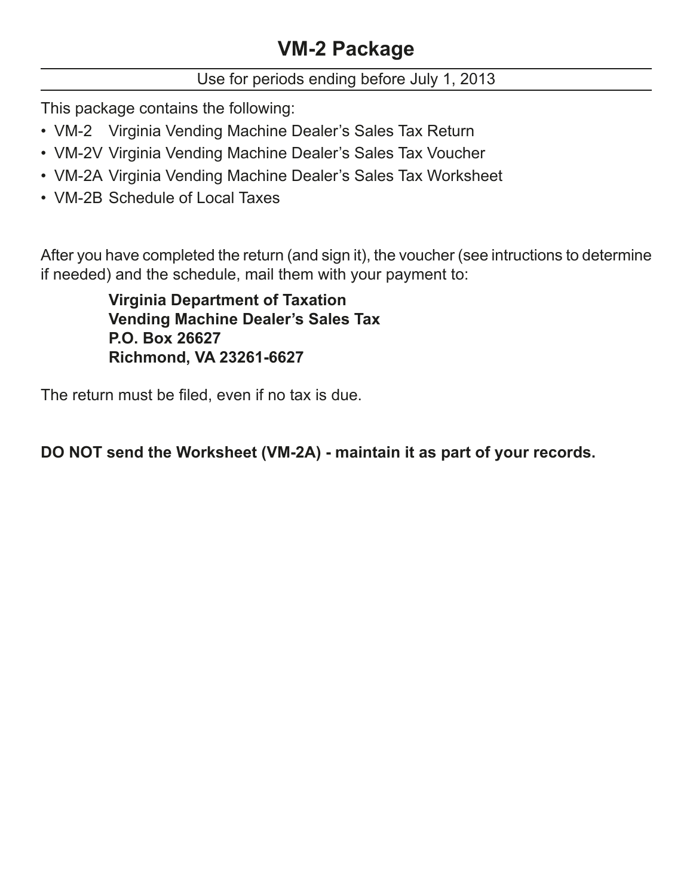# VM-2 Package

Use for periods ending before July 1, 2013

This package contains the following:

- VM-2 Virginia Vending Machine Dealer's Sales Tax Return
- VM-2V Virginia Vending Machine Dealer's Sales Tax Voucher
- VM-2A Virginia Vending Machine Dealer's Sales Tax Worksheet
- VM-2B Schedule of Local Taxes

After you have completed the return (and sign it), the voucher (see intructions to determine if needed) and the schedule, mail them with your payment to:

> **Virginia Department of Taxation**
> **Vending Machine Dealer's Sales Tax**
> **P.O. Box 26627**
> **Richmond, VA 23261-6627**

The return must be filed, even if no tax is due.

**DO NOT send the Worksheet (VM-2A) - maintain it as part of your records.**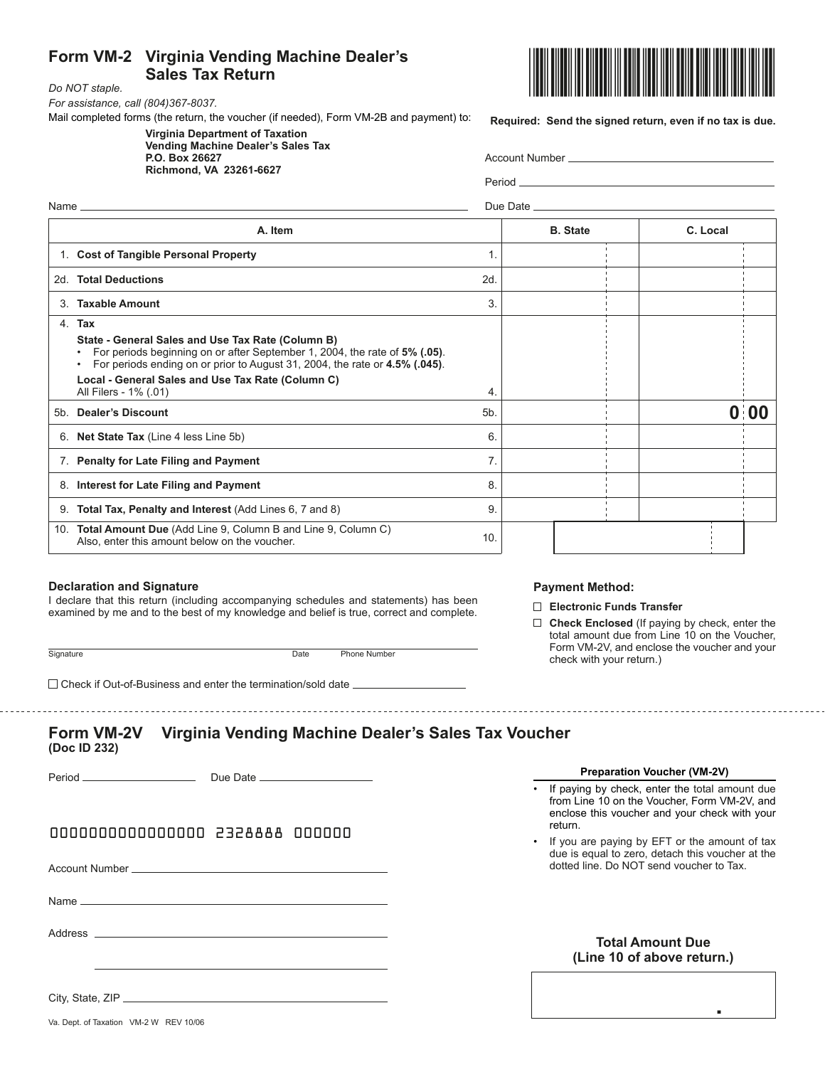# Form VM-2 Virginia Vending Machine Dealer's Sales Tax Return

*Do NOT staple.*

*For assistance, call (804)367-8037.*

Mail completed forms (the return, the voucher (if needed), Form VM-2B and payment) to:

**Virginia Department of Taxation**
**Vending Machine Dealer's Sales Tax**
**P.O. Box 26627**
**Richmond, VA 23261-6627**

**Required: Send the signed return, even if no tax is due.**

Account Number ____________________

Period ____________________

Name ____________________

Due Date ____________________

| A. Item | | B. State | C. Local |
|---|---|---|---|
| 1. **Cost of Tangible Personal Property** | 1. | | |
| 2d. **Total Deductions** | 2d. | | |
| 3. **Taxable Amount** | 3. | | |
| 4. **Tax**<br>**State - General Sales and Use Tax Rate (Column B)**<br>• For periods beginning on or after September 1, 2004, the rate of **5% (.05)**.<br>• For periods ending on or prior to August 31, 2004, the rate or **4.5% (.045)**.<br>**Local - General Sales and Use Tax Rate (Column C)**<br>All Filers - 1% (.01) | 4. | | |
| 5b. **Dealer's Discount** | 5b. | | 0.00 |
| 6. **Net State Tax** (Line 4 less Line 5b) | 6. | | |
| 7. **Penalty for Late Filing and Payment** | 7. | | |
| 8. **Interest for Late Filing and Payment** | 8. | | |
| 9. **Total Tax, Penalty and Interest** (Add Lines 6, 7 and 8) | 9. | | |
| 10. **Total Amount Due** (Add Line 9, Column B and Line 9, Column C)<br>Also, enter this amount below on the voucher. | 10. | | |

### Declaration and Signature

I declare that this return (including accompanying schedules and statements) has been examined by me and to the best of my knowledge and belief is true, correct and complete.

Signature ____________________ Date ____________________ Phone Number ____________________

☐ Check if Out-of-Business and enter the termination/sold date ____________________

### Payment Method:

☐ **Electronic Funds Transfer**

☐ **Check Enclosed** (If paying by check, enter the total amount due from Line 10 on the Voucher, Form VM-2V, and enclose the voucher and your check with your return.)

---

# Form VM-2V Virginia Vending Machine Dealer's Sales Tax Voucher

**(Doc ID 232)**

Period ____________________ Due Date ____________________

0000000000000000 2328888 000000

Account Number ____________________

Name ____________________

Address ____________________

____________________

City, State, ZIP ____________________

**Preparation Voucher (VM-2V)**

- If paying by check, enter the total amount due from Line 10 on the Voucher, Form VM-2V, and enclose this voucher and your check with your return.
- If you are paying by EFT or the amount of tax due is equal to zero, detach this voucher at the dotted line. Do NOT send voucher to Tax.

**Total Amount Due**
**(Line 10 of above return.)**

Va. Dept. of Taxation VM-2 W REV 10/06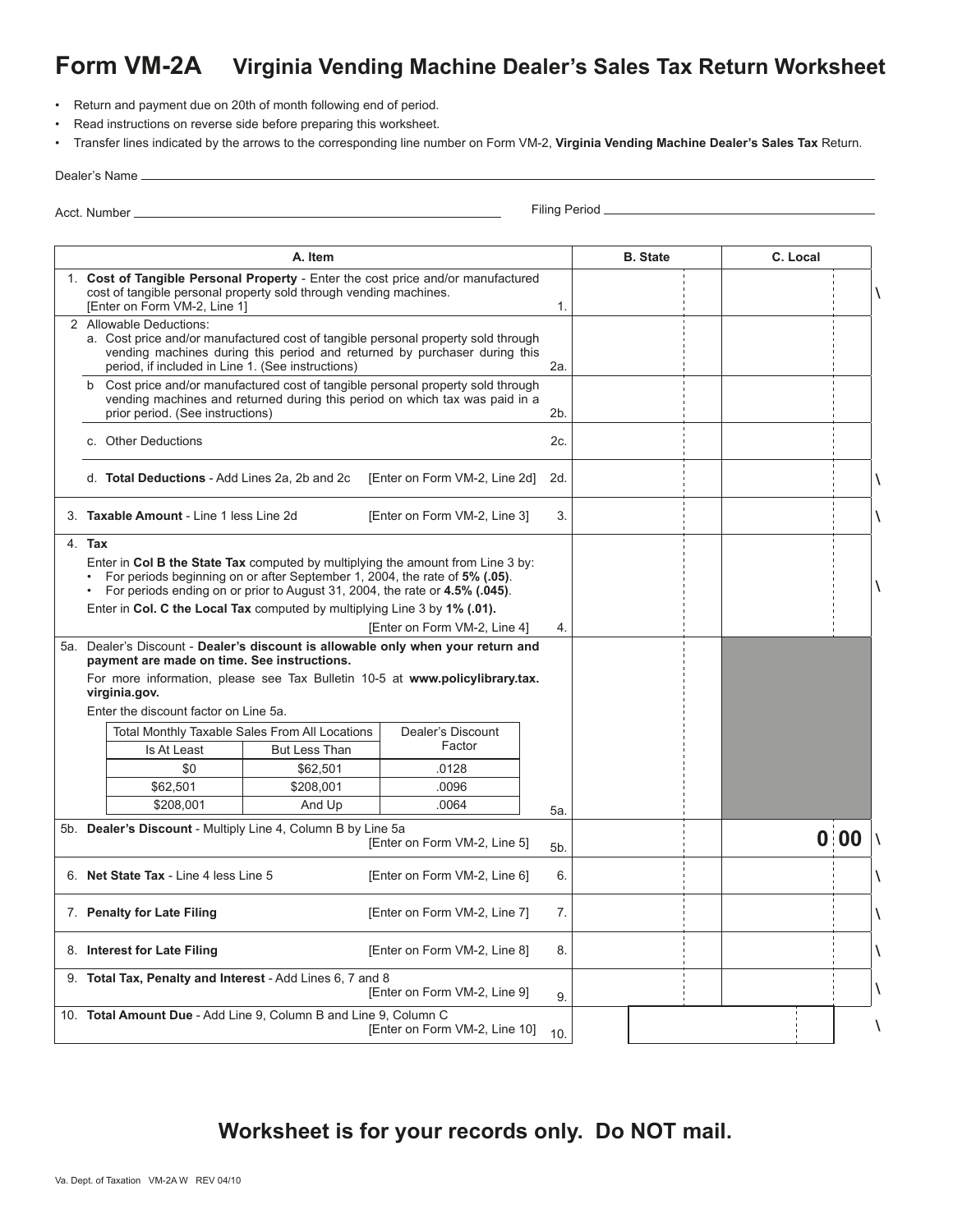# Form VM-2A Virginia Vending Machine Dealer's Sales Tax Return Worksheet

- Return and payment due on 20th of month following end of period.
- Read instructions on reverse side before preparing this worksheet.
- Transfer lines indicated by the arrows to the corresponding line number on Form VM-2, **Virginia Vending Machine Dealer's Sales Tax** Return.

Dealer's Name ______________________________

Acct. Number ______________________________ Filing Period ______________________________

| A. Item | | B. State | C. Local |
|---|---|---|---|
| 1. **Cost of Tangible Personal Property** - Enter the cost price and/or manufactured cost of tangible personal property sold through vending machines. [Enter on Form VM-2, Line 1] | 1. | | |
| 2 Allowable Deductions: a. Cost price and/or manufactured cost of tangible personal property sold through vending machines during this period and returned by purchaser during this period, if included in Line 1. (See instructions) | 2a. | | |
| b Cost price and/or manufactured cost of tangible personal property sold through vending machines and returned during this period on which tax was paid in a prior period. (See instructions) | 2b. | | |
| c. Other Deductions | 2c. | | |
| d. **Total Deductions** - Add Lines 2a, 2b and 2c [Enter on Form VM-2, Line 2d] | 2d. | | |
| 3. **Taxable Amount** - Line 1 less Line 2d [Enter on Form VM-2, Line 3] | 3. | | |
| 4. **Tax** Enter in **Col B the State Tax** computed by multiplying the amount from Line 3 by: • For periods beginning on or after September 1, 2004, the rate of **5% (.05)**. • For periods ending on or prior to August 31, 2004, the rate or **4.5% (.045)**. Enter in **Col. C the Local Tax** computed by multiplying Line 3 by **1% (.01).** [Enter on Form VM-2, Line 4] | 4. | | |
| 5a. Dealer's Discount - **Dealer's discount is allowable only when your return and payment are made on time. See instructions.** For more information, please see Tax Bulletin 10-5 at **www.policylibrary.tax.virginia.gov.** Enter the discount factor on Line 5a. | 5a. | | |
| 5b. **Dealer's Discount** - Multiply Line 4, Column B by Line 5a [Enter on Form VM-2, Line 5] | 5b. | | 0 00 |
| 6. **Net State Tax** - Line 4 less Line 5 [Enter on Form VM-2, Line 6] | 6. | | |
| 7. **Penalty for Late Filing** [Enter on Form VM-2, Line 7] | 7. | | |
| 8. **Interest for Late Filing** [Enter on Form VM-2, Line 8] | 8. | | |
| 9. **Total Tax, Penalty and Interest** - Add Lines 6, 7 and 8 [Enter on Form VM-2, Line 9] | 9. | | |
| 10. **Total Amount Due** - Add Line 9, Column B and Line 9, Column C [Enter on Form VM-2, Line 10] | 10. | | |

| Total Monthly Taxable Sales From All Locations | | Dealer's Discount Factor |
|---|---|---|
| Is At Least | But Less Than | |
| $0 | $62,501 | .0128 |
| $62,501 | $208,001 | .0096 |
| $208,001 | And Up | .0064 |

## Worksheet is for your records only. Do NOT mail.

Va. Dept. of Taxation VM-2A W REV 04/10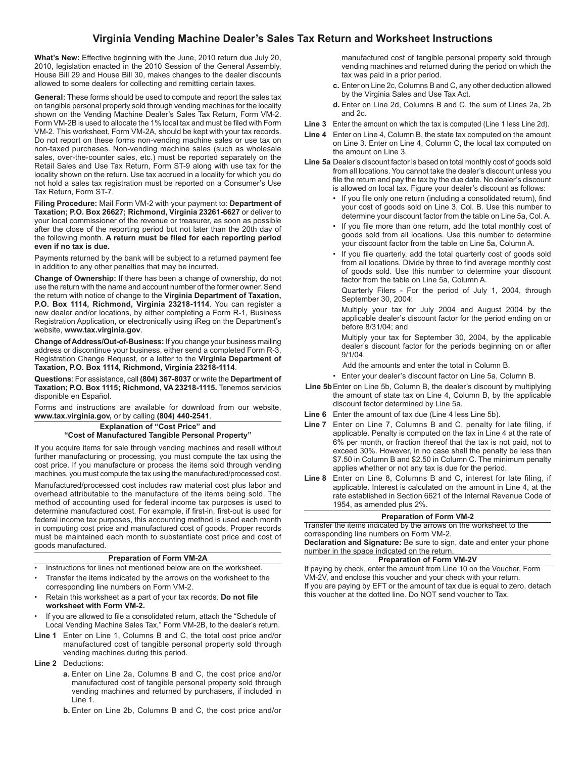# Virginia Vending Machine Dealer's Sales Tax Return and Worksheet Instructions

**What's New:** Effective beginning with the June, 2010 return due July 20, 2010, legislation enacted in the 2010 Session of the General Assembly, House Bill 29 and House Bill 30, makes changes to the dealer discounts allowed to some dealers for collecting and remitting certain taxes.

**General:** These forms should be used to compute and report the sales tax on tangible personal property sold through vending machines for the locality shown on the Vending Machine Dealer's Sales Tax Return, Form VM-2. Form VM-2B is used to allocate the 1% local tax and must be filed with Form VM-2. This worksheet, Form VM-2A, should be kept with your tax records. Do not report on these forms non-vending machine sales or use tax on non-taxed purchases. Non-vending machine sales (such as wholesale sales, over-the-counter sales, etc.) must be reported separately on the Retail Sales and Use Tax Return, Form ST-9 along with use tax for the locality shown on the return. Use tax accrued in a locality for which you do not hold a sales tax registration must be reported on a Consumer's Use Tax Return, Form ST-7.

**Filing Procedure:** Mail Form VM-2 with your payment to: **Department of Taxation; P.O. Box 26627; Richmond, Virginia 23261-6627** or deliver to your local commissioner of the revenue or treasurer, as soon as possible after the close of the reporting period but not later than the 20th day of the following month. **A return must be filed for each reporting period even if no tax is due.**

Payments returned by the bank will be subject to a returned payment fee in addition to any other penalties that may be incurred.

**Change of Ownership:** If there has been a change of ownership, do not use the return with the name and account number of the former owner. Send the return with notice of change to the **Virginia Department of Taxation, P.O. Box 1114, Richmond, Virginia 23218-1114**. You can register a new dealer and/or locations, by either completing a Form R-1, Business Registration Application, or electronically using iReg on the Department's website, **www.tax.virginia.gov**.

**Change of Address/Out-of-Business:** If you change your business mailing address or discontinue your business, either send a completed Form R-3, Registration Change Request, or a letter to the **Virginia Department of Taxation, P.O. Box 1114, Richmond, Virginia 23218-1114**.

**Questions**: For assistance, call **(804) 367-8037** or write the **Department of Taxation; P.O. Box 1115; Richmond, VA 23218-1115.** Tenemos servicios disponible en Español.

Forms and instructions are available for download from our website, **www.tax.virginia.gov,** or by calling **(804) 440-2541**.

### Explanation of "Cost Price" and "Cost of Manufactured Tangible Personal Property"

If you acquire items for sale through vending machines and resell without further manufacturing or processing, you must compute the tax using the cost price. If you manufacture or process the items sold through vending machines, you must compute the tax using the manufactured/processed cost.

Manufactured/processed cost includes raw material cost plus labor and overhead attributable to the manufacture of the items being sold. The method of accounting used for federal income tax purposes is used to determine manufactured cost. For example, if first-in, first-out is used for federal income tax purposes, this accounting method is used each month in computing cost price and manufactured cost of goods. Proper records must be maintained each month to substantiate cost price and cost of goods manufactured.

### Preparation of Form VM-2A

- Instructions for lines not mentioned below are on the worksheet.
- Transfer the items indicated by the arrows on the worksheet to the corresponding line numbers on Form VM-2.
- Retain this worksheet as a part of your tax records. **Do not file worksheet with Form VM-2.**
- If you are allowed to file a consolidated return, attach the "Schedule of Local Vending Machine Sales Tax," Form VM-2B, to the dealer's return.

**Line 1** Enter on Line 1, Columns B and C, the total cost price and/or manufactured cost of tangible personal property sold through vending machines during this period.

**Line 2** Deductions:

**a.** Enter on Line 2a, Columns B and C, the cost price and/or manufactured cost of tangible personal property sold through vending machines and returned by purchasers, if included in Line 1.

**b.** Enter on Line 2b, Columns B and C, the cost price and/or manufactured cost of tangible personal property sold through vending machines and returned during the period on which the tax was paid in a prior period.

**c.** Enter on Line 2c, Columns B and C, any other deduction allowed by the Virginia Sales and Use Tax Act.

**d.** Enter on Line 2d, Columns B and C, the sum of Lines 2a, 2b and 2c.

**Line 3** Enter the amount on which the tax is computed (Line 1 less Line 2d).

**Line 4** Enter on Line 4, Column B, the state tax computed on the amount on Line 3. Enter on Line 4, Column C, the local tax computed on the amount on Line 3.

**Line 5a** Dealer's discount factor is based on total monthly cost of goods sold from all locations. You cannot take the dealer's discount unless you file the return and pay the tax by the due date. No dealer's discount is allowed on local tax. Figure your dealer's discount as follows:

- If you file only one return (including a consolidated return), find your cost of goods sold on Line 3, Col. B. Use this number to determine your discount factor from the table on Line 5a, Col. A.
- If you file more than one return, add the total monthly cost of goods sold from all locations. Use this number to determine your discount factor from the table on Line 5a, Column A.
- If you file quarterly, add the total quarterly cost of goods sold from all locations. Divide by three to find average monthly cost of goods sold. Use this number to determine your discount factor from the table on Line 5a, Column A.

  Quarterly Filers - For the period of July 1, 2004, through September 30, 2004:

  Multiply your tax for July 2004 and August 2004 by the applicable dealer's discount factor for the period ending on or before 8/31/04; and

  Multiply your tax for September 30, 2004, by the applicable dealer's discount factor for the periods beginning on or after 9/1/04.

  Add the amounts and enter the total in Column B.
- Enter your dealer's discount factor on Line 5a, Column B.

**Line 5b** Enter on Line 5b, Column B, the dealer's discount by multiplying the amount of state tax on Line 4, Column B, by the applicable discount factor determined by Line 5a.

**Line 6** Enter the amount of tax due (Line 4 less Line 5b).

**Line 7** Enter on Line 7, Columns B and C, penalty for late filing, if applicable. Penalty is computed on the tax in Line 4 at the rate of 6% per month, or fraction thereof that the tax is not paid, not to exceed 30%. However, in no case shall the penalty be less than $7.50 in Column B and $2.50 in Column C. The minimum penalty applies whether or not any tax is due for the period.

**Line 8** Enter on Line 8, Columns B and C, interest for late filing, if applicable. Interest is calculated on the amount in Line 4, at the rate established in Section 6621 of the Internal Revenue Code of 1954, as amended plus 2%.

### Preparation of Form VM-2

Transfer the items indicated by the arrows on the worksheet to the corresponding line numbers on Form VM-2.

**Declaration and Signature:** Be sure to sign, date and enter your phone number in the space indicated on the return.

### Preparation of Form VM-2V

If paying by check, enter the amount from Line 10 on the Voucher, Form VM-2V, and enclose this voucher and your check with your return.

If you are paying by EFT or the amount of tax due is equal to zero, detach this voucher at the dotted line. Do NOT send voucher to Tax.